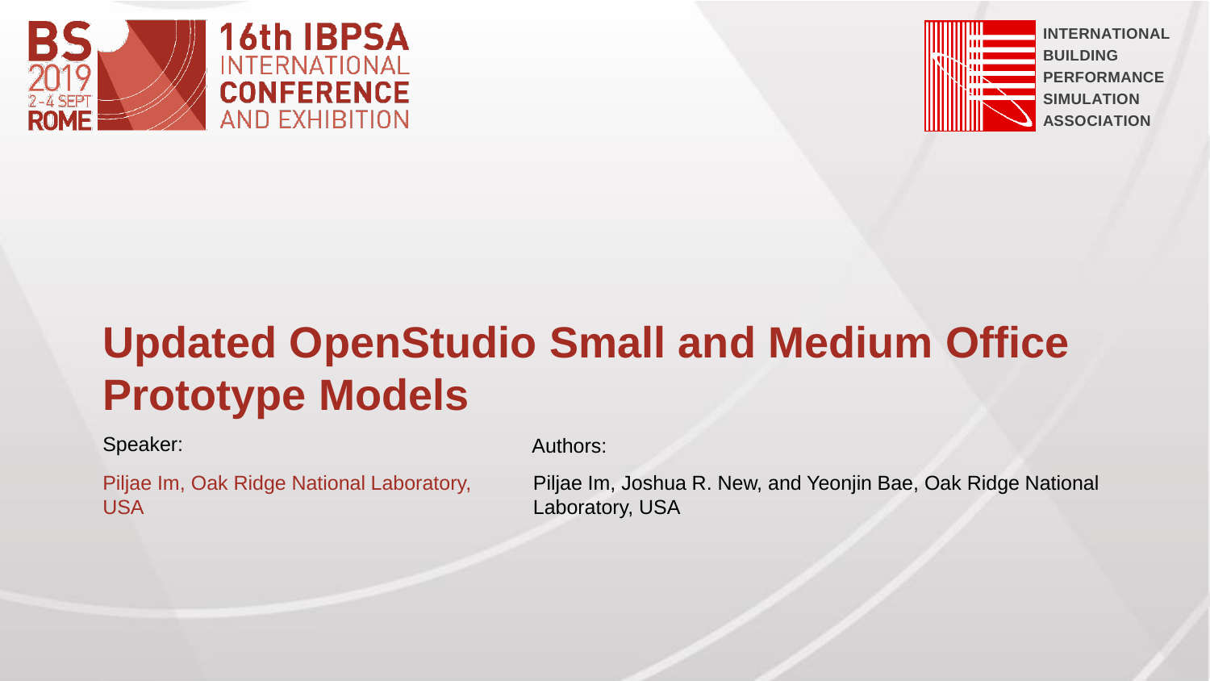BS 2019 2-4 SEPT ROME

16th IBPSA INTERNATIONAL CONFERENCE AND EXHIBITION

INTERNATIONAL BUILDING PERFORMANCE SIMULATION ASSOCIATION

# Updated OpenStudio Small and Medium Office Prototype Models

Speaker:

Piljae Im, Oak Ridge National Laboratory, USA

Authors:

Piljae Im, Joshua R. New, and Yeonjin Bae, Oak Ridge National Laboratory, USA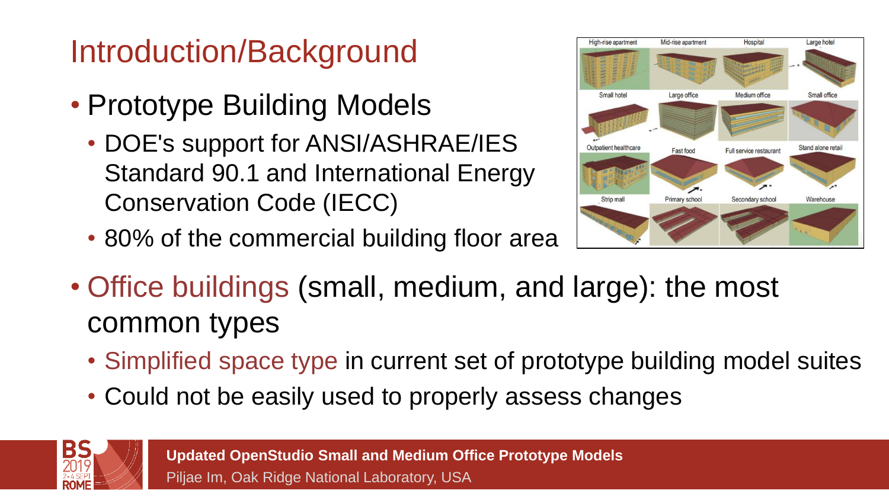# Introduction/Background

- Prototype Building Models
  - DOE's support for ANSI/ASHRAE/IES Standard 90.1 and International Energy Conservation Code (IECC)
  - 80% of the commercial building floor area
- Office buildings (small, medium, and large): the most common types
  - Simplified space type in current set of prototype building model suites
  - Could not be easily used to properly assess changes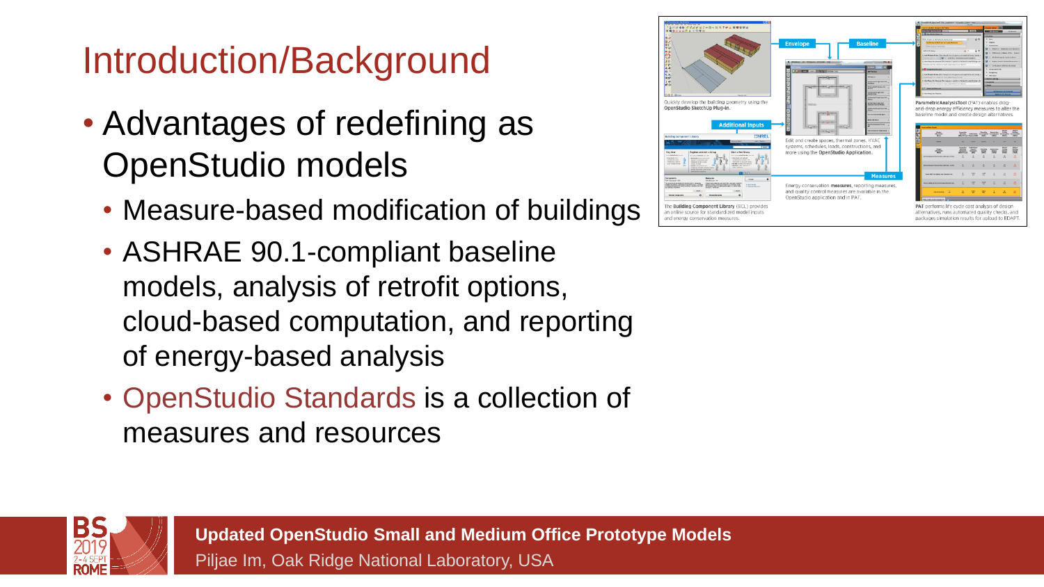# Introduction/Background

- Advantages of redefining as OpenStudio models
  - Measure-based modification of buildings
  - ASHRAE 90.1-compliant baseline models, analysis of retrofit options, cloud-based computation, and reporting of energy-based analysis
  - OpenStudio Standards is a collection of measures and resources

Envelope

Baseline

Quickly develop the building geometry using the OpenStudio SketchUp Plug-in.

Additional Inputs

Edit and create spaces, thermal zones, HVAC systems, schedules, loads, constructions, and more using the OpenStudio Application.

ParametricAnalysisTool (PAT) enables drag-and-drop energy efficiency measures to alter the baseline model and create design alternatives.

Measures

Energy conservation measures, reporting measures, and quality control measures are available in the OpenStudio application and in PAT.

The Building Component Library (BCL) provides an online source for standardized model inputs and energy conservation measures.

PAT performs life cycle cost analysis of design alternatives, runs automated quality checks, and packages simulation results for upload to EDAPT.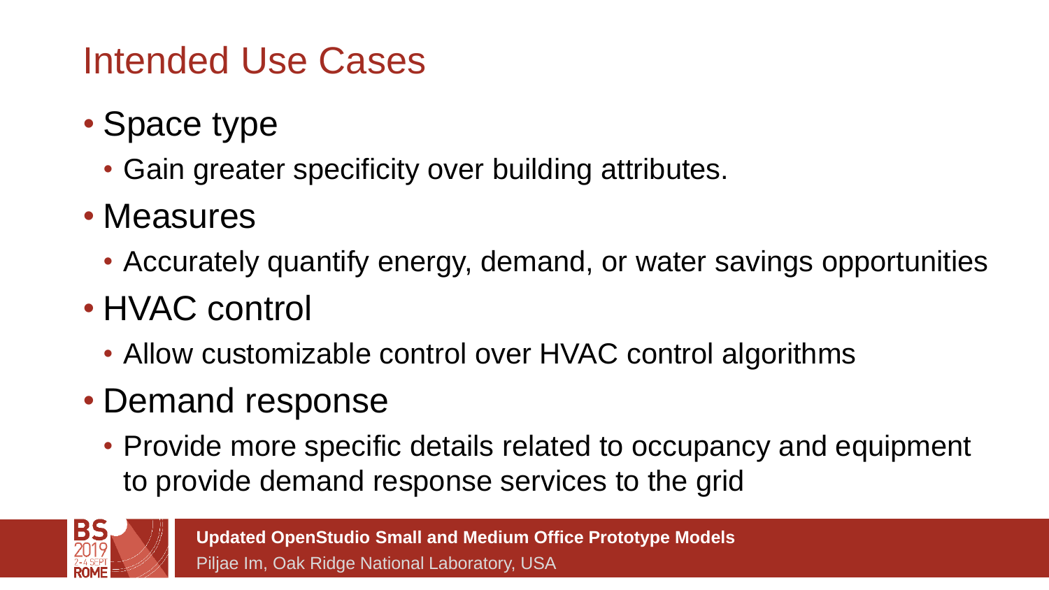# Intended Use Cases

- Space type
  - Gain greater specificity over building attributes.
- Measures
  - Accurately quantify energy, demand, or water savings opportunities
- HVAC control
  - Allow customizable control over HVAC control algorithms
- Demand response
  - Provide more specific details related to occupancy and equipment to provide demand response services to the grid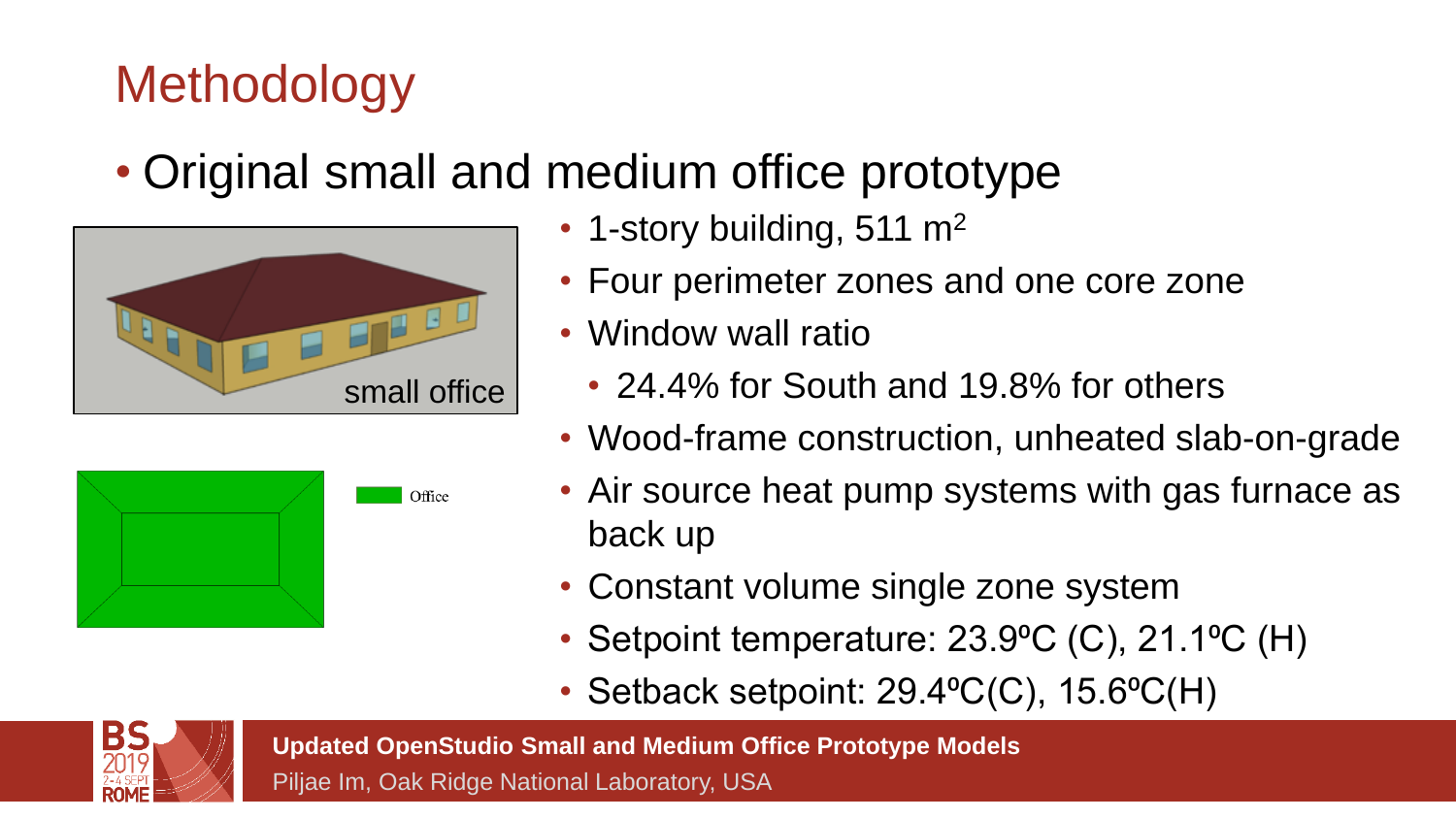# Methodology

- Original small and medium office prototype
  - 1-story building, 511 m$^2$
  - Four perimeter zones and one core zone
  - Window wall ratio
    - 24.4% for South and 19.8% for others
  - Wood-frame construction, unheated slab-on-grade
  - Air source heat pump systems with gas furnace as back up
  - Constant volume single zone system
  - Setpoint temperature: 23.9ºC (C), 21.1ºC (H)
  - Setback setpoint: 29.4ºC(C), 15.6ºC(H)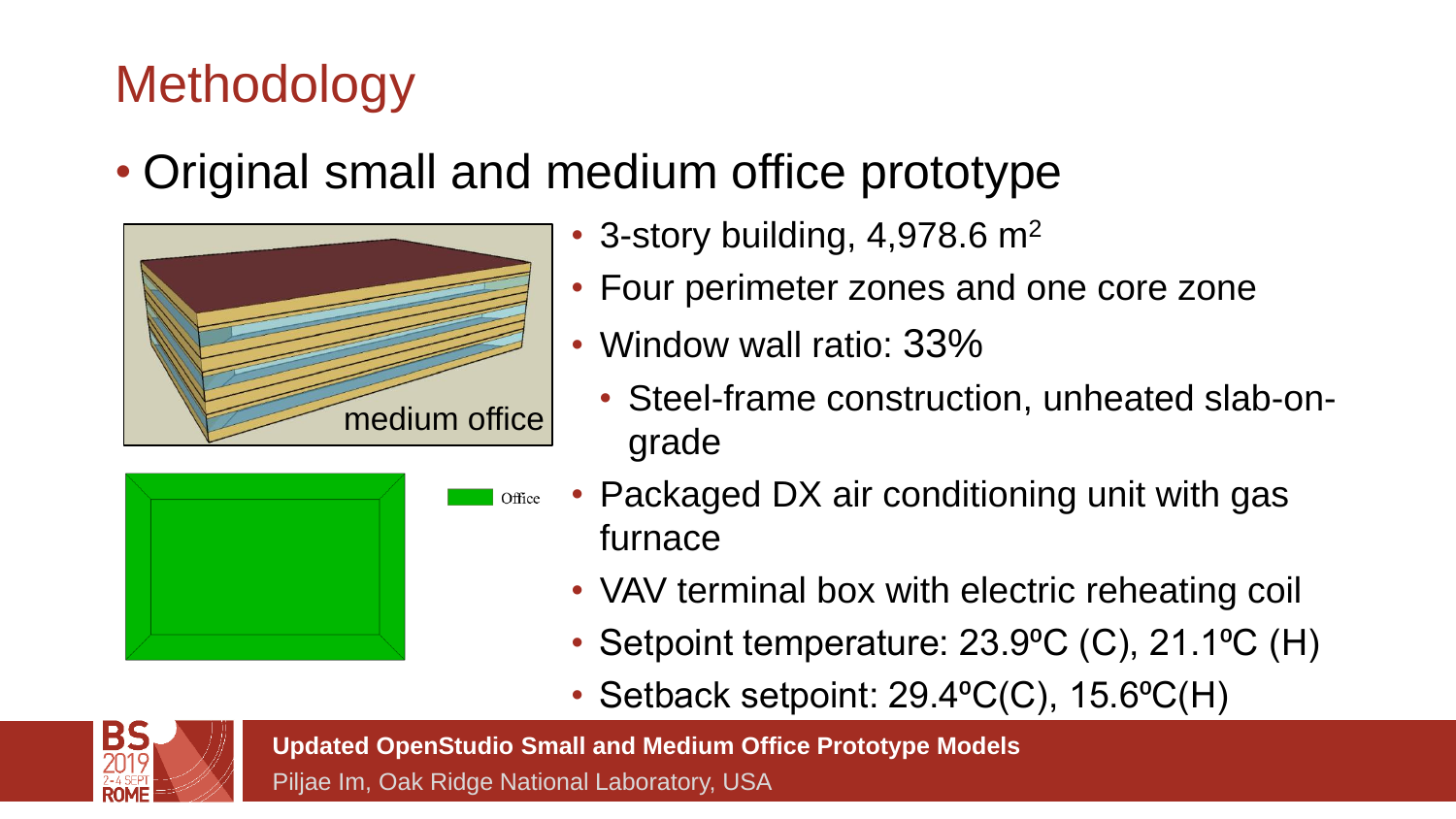# Methodology

- Original small and medium office prototype

medium office

Office

- 3-story building, 4,978.6 $m^2$
- Four perimeter zones and one core zone
- Window wall ratio: 33%
  - Steel-frame construction, unheated slab-on-grade
- Packaged DX air conditioning unit with gas furnace
- VAV terminal box with electric reheating coil
- Setpoint temperature: 23.9ºC (C), 21.1ºC (H)
- Setback setpoint: 29.4ºC(C), 15.6ºC(H)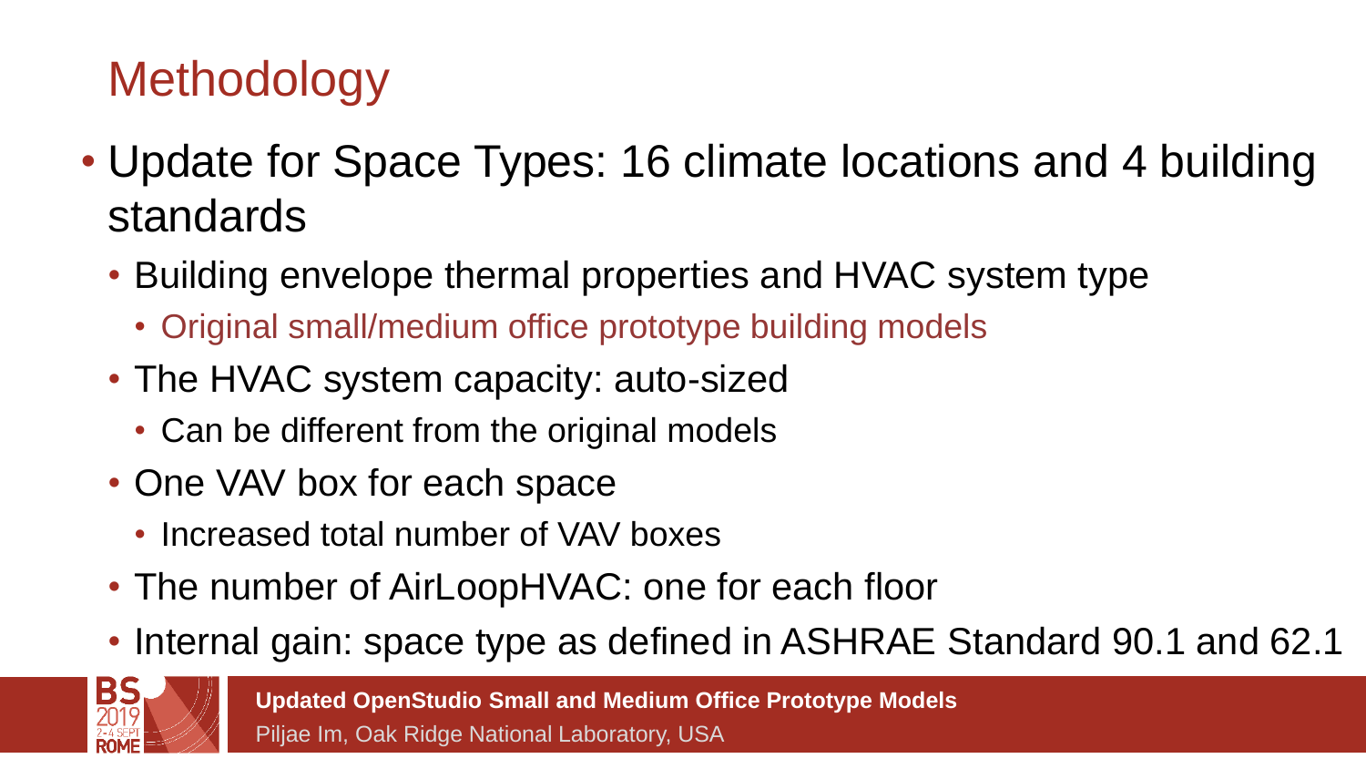# Methodology

- Update for Space Types: 16 climate locations and 4 building standards
  - Building envelope thermal properties and HVAC system type
    - Original small/medium office prototype building models
  - The HVAC system capacity: auto-sized
    - Can be different from the original models
  - One VAV box for each space
    - Increased total number of VAV boxes
  - The number of AirLoopHVAC: one for each floor
  - Internal gain: space type as defined in ASHRAE Standard 90.1 and 62.1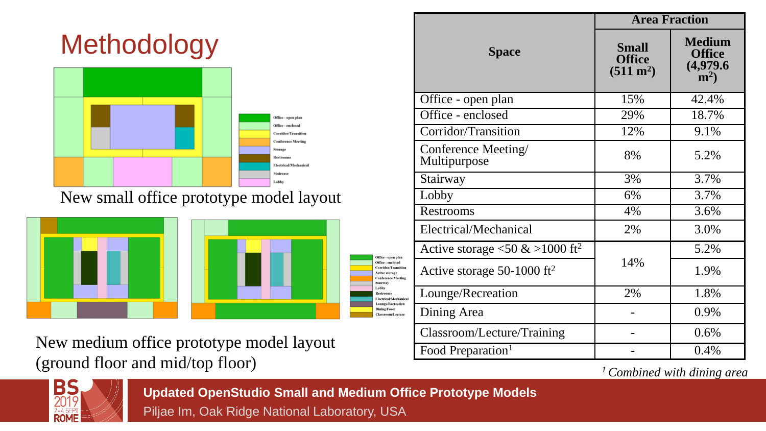# Methodology

Office - open plan
Office - enclosed
Corridor/Transition
Conference Meeting
Storage
Restrooms
Electrical/Mechanical
Staircase
Lobby

New small office prototype model layout

Office - open plan
Office - enclosed
Corridor/Transition
Active storage
Conference Meeting
Stairway
Lobby
Restrooms
Electrical/Mechanical
Lounge/Recreation
Dining/Food
Classroom/Lecture

New medium office prototype model layout (ground floor and mid/top floor)

| Space | Area Fraction | |
|---|---|---|
| | **Small Office (511 m$^2$)** | **Medium Office (4,979.6 m$^2$)** |
| Office - open plan | 15% | 42.4% |
| Office - enclosed | 29% | 18.7% |
| Corridor/Transition | 12% | 9.1% |
| Conference Meeting/ Multipurpose | 8% | 5.2% |
| Stairway | 3% | 3.7% |
| Lobby | 6% | 3.7% |
| Restrooms | 4% | 3.6% |
| Electrical/Mechanical | 2% | 3.0% |
| Active storage <50 & >1000 ft$^2$ | 14% | 5.2% |
| Active storage 50-1000 ft$^2$ | | 1.9% |
| Lounge/Recreation | 2% | 1.8% |
| Dining Area | - | 0.9% |
| Classroom/Lecture/Training | - | 0.6% |
| Food Preparation[1] | - | 0.4% |

*[1] Combined with dining area*

**Updated OpenStudio Small and Medium Office Prototype Models**
Piljae Im, Oak Ridge National Laboratory, USA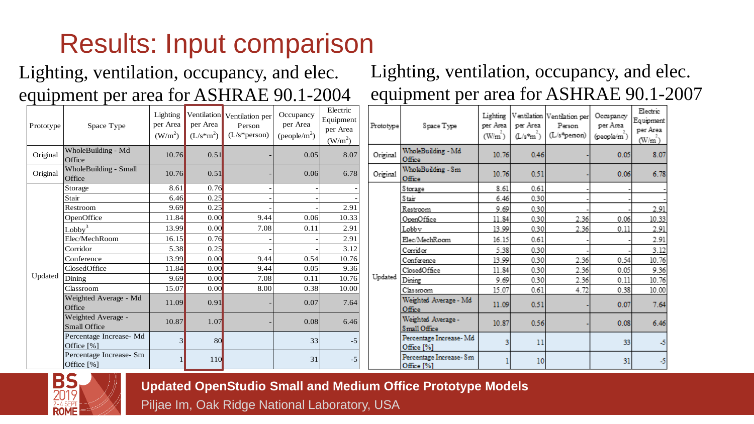# Results: Input comparison

Lighting, ventilation, occupancy, and elec. equipment per area for ASHRAE 90.1-2004

| Prototype | Space Type | Lighting per Area ($W/m^2$) | Ventilation per Area ($L/s*m^2$) | Ventilation per Person ($L/s*person$) | Occupancy per Area ($people/m^2$) | Electric Equipment per Area ($W/m^2$) |
|---|---|---|---|---|---|---|
| Original | WholeBuilding - Md Office | 10.76 | 0.51 | - | 0.05 | 8.07 |
| Original | WholeBuilding - Small Office | 10.76 | 0.51 | - | 0.06 | 6.78 |
| Updated | Storage | 8.61 | 0.76 | - | - | - |
| | Stair | 6.46 | 0.25 | - | - | - |
| | Restroom | 9.69 | 0.25 | - | - | 2.91 |
| | OpenOffice | 11.84 | 0.00 | 9.44 | 0.06 | 10.33 |
| | Lobby[3] | 13.99 | 0.00 | 7.08 | 0.11 | 2.91 |
| | Elec/MechRoom | 16.15 | 0.76 | - | - | 2.91 |
| | Corridor | 5.38 | 0.25 | - | - | 3.12 |
| | Conference | 13.99 | 0.00 | 9.44 | 0.54 | 10.76 |
| | ClosedOffice | 11.84 | 0.00 | 9.44 | 0.05 | 9.36 |
| | Dining | 9.69 | 0.00 | 7.08 | 0.11 | 10.76 |
| | Classroom | 15.07 | 0.00 | 8.00 | 0.38 | 10.00 |
| | Weighted Average - Md Office | 11.09 | 0.91 | - | 0.07 | 7.64 |
| | Weighted Average - Small Office | 10.87 | 1.07 | - | 0.08 | 6.46 |
| | Percentage Increase- Md Office [%] | 3 | 80 | | 33 | -5 |
| | Percentage Increase- Sm Office [%] | 1 | 110 | | 31 | -5 |

Lighting, ventilation, occupancy, and elec. equipment per area for ASHRAE 90.1-2007

| Prototype | Space Type | Lighting per Area ($W/m^2$) | Ventilation per Area ($L/s*m^2$) | Ventilation per Person ($L/s*person$) | Occupancy per Area ($people/m^2$) | Electric Equipment per Area ($W/m^2$) |
|---|---|---|---|---|---|---|
| Original | WholeBuilding - Md Office | 10.76 | 0.46 | - | 0.05 | 8.07 |
| Original | WholeBuilding - Sm Office | 10.76 | 0.51 | - | 0.06 | 6.78 |
| Updated | Storage | 8.61 | 0.61 | - | - | - |
| | Stair | 6.46 | 0.30 | - | - | - |
| | Restroom | 9.69 | 0.30 | - | - | 2.91 |
| | OpenOffice | 11.84 | 0.30 | 2.36 | 0.06 | 10.33 |
| | Lobby | 13.99 | 0.30 | 2.36 | 0.11 | 2.91 |
| | Elec/MechRoom | 16.15 | 0.61 | - | - | 2.91 |
| | Corridor | 5.38 | 0.30 | - | - | 3.12 |
| | Conference | 13.99 | 0.30 | 2.36 | 0.54 | 10.76 |
| | ClosedOffice | 11.84 | 0.30 | 2.36 | 0.05 | 9.36 |
| | Dining | 9.69 | 0.30 | 2.36 | 0.11 | 10.76 |
| | Classroom | 15.07 | 0.61 | 4.72 | 0.38 | 10.00 |
| | Weighted Average - Md Office | 11.09 | 0.51 | - | 0.07 | 7.64 |
| | Weighted Average - Small Office | 10.87 | 0.56 | - | 0.08 | 6.46 |
| | Percentage Increase- Md Office [%] | 3 | 11 | | 33 | -5 |
| | Percentage Increase- Sm Office [%] | 1 | 10 | | 31 | -5 |

**Updated OpenStudio Small and Medium Office Prototype Models**

Piljae Im, Oak Ridge National Laboratory, USA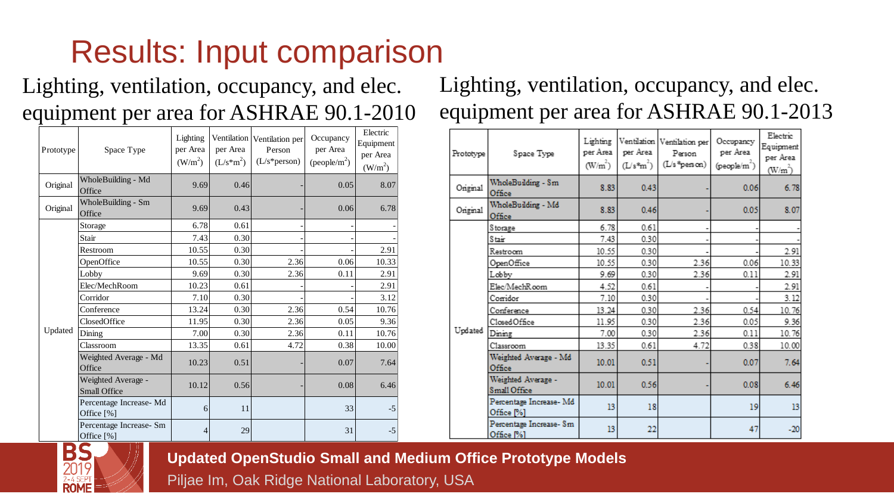# Results: Input comparison

## Lighting, ventilation, occupancy, and elec. equipment per area for ASHRAE 90.1-2010

| Prototype | Space Type | Lighting per Area ($W/m^2$) | Ventilation per Area ($L/s{*}m^2$) | Ventilation per Person (L/s*person) | Occupancy per Area ($people/m^2$) | Electric Equipment per Area ($W/m^2$) |
|---|---|---|---|---|---|---|
| Original | WholeBuilding - Md Office | 9.69 | 0.46 | - | 0.05 | 8.07 |
| Original | WholeBuilding - Sm Office | 9.69 | 0.43 | - | 0.06 | 6.78 |
| Updated | Storage | 6.78 | 0.61 | - | - | - |
| | Stair | 7.43 | 0.30 | - | - | - |
| | Restroom | 10.55 | 0.30 | - | - | 2.91 |
| | OpenOffice | 10.55 | 0.30 | 2.36 | 0.06 | 10.33 |
| | Lobby | 9.69 | 0.30 | 2.36 | 0.11 | 2.91 |
| | Elec/MechRoom | 10.23 | 0.61 | - | - | 2.91 |
| | Corridor | 7.10 | 0.30 | - | - | 3.12 |
| | Conference | 13.24 | 0.30 | 2.36 | 0.54 | 10.76 |
| | ClosedOffice | 11.95 | 0.30 | 2.36 | 0.05 | 9.36 |
| | Dining | 7.00 | 0.30 | 2.36 | 0.11 | 10.76 |
| | Classroom | 13.35 | 0.61 | 4.72 | 0.38 | 10.00 |
| | Weighted Average - Md Office | 10.23 | 0.51 | - | 0.07 | 7.64 |
| | Weighted Average - Small Office | 10.12 | 0.56 | - | 0.08 | 6.46 |
| | Percentage Increase- Md Office [%] | 6 | 11 | | 33 | -5 |
| | Percentage Increase- Sm Office [%] | 4 | 29 | | 31 | -5 |

## Lighting, ventilation, occupancy, and elec. equipment per area for ASHRAE 90.1-2013

| Prototype | Space Type | Lighting per Area ($W/m^2$) | Ventilation per Area ($L/s{*}m^2$) | Ventilation per Person (L/s*person) | Occupancy per Area ($people/m^2$) | Electric Equipment per Area ($W/m^2$) |
|---|---|---|---|---|---|---|
| Original | WholeBuilding - Sm Office | 8.83 | 0.43 | - | 0.06 | 6.78 |
| Original | WholeBuilding - Md Office | 8.83 | 0.46 | - | 0.05 | 8.07 |
| Updated | Storage | 6.78 | 0.61 | - | - | - |
| | Stair | 7.43 | 0.30 | - | - | - |
| | Restroom | 10.55 | 0.30 | - | - | 2.91 |
| | OpenOffice | 10.55 | 0.30 | 2.36 | 0.06 | 10.33 |
| | Lobby | 9.69 | 0.30 | 2.36 | 0.11 | 2.91 |
| | Elec/MechRoom | 4.52 | 0.61 | - | - | 2.91 |
| | Corridor | 7.10 | 0.30 | - | - | 3.12 |
| | Conference | 13.24 | 0.30 | 2.36 | 0.54 | 10.76 |
| | ClosedOffice | 11.95 | 0.30 | 2.36 | 0.05 | 9.36 |
| | Dining | 7.00 | 0.30 | 2.36 | 0.11 | 10.76 |
| | Classroom | 13.35 | 0.61 | 4.72 | 0.38 | 10.00 |
| | Weighted Average - Md Office | 10.01 | 0.51 | - | 0.07 | 7.64 |
| | Weighted Average - Small Office | 10.01 | 0.56 | - | 0.08 | 6.46 |
| | Percentage Increase- Md Office [%] | 13 | 18 | | 19 | 13 |
| | Percentage Increase- Sm Office [%] | 13 | 22 | | 47 | -20 |

**Updated OpenStudio Small and Medium Office Prototype Models**

Piljae Im, Oak Ridge National Laboratory, USA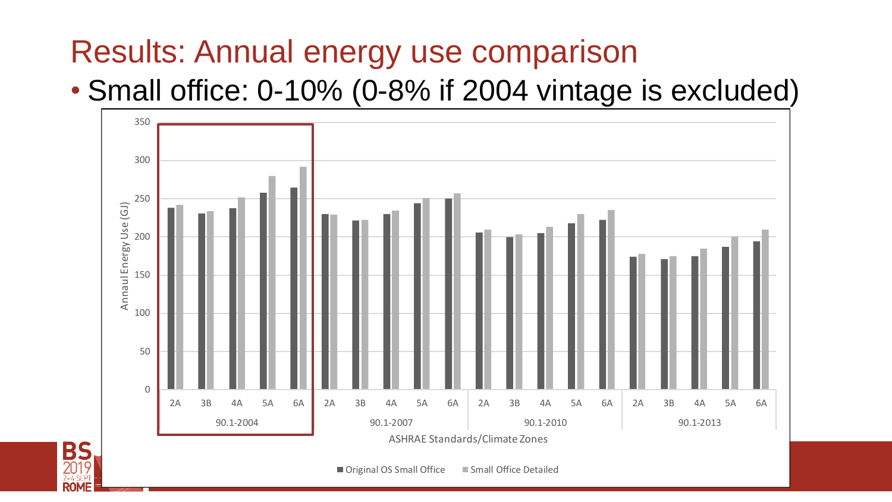# Results: Annual energy use comparison

- Small office: 0-10% (0-8% if 2004 vintage is excluded)

Annaul Energy Use (GJ)

ASHRAE Standards/Climate Zones

■ Original OS Small Office ■ Small Office Detailed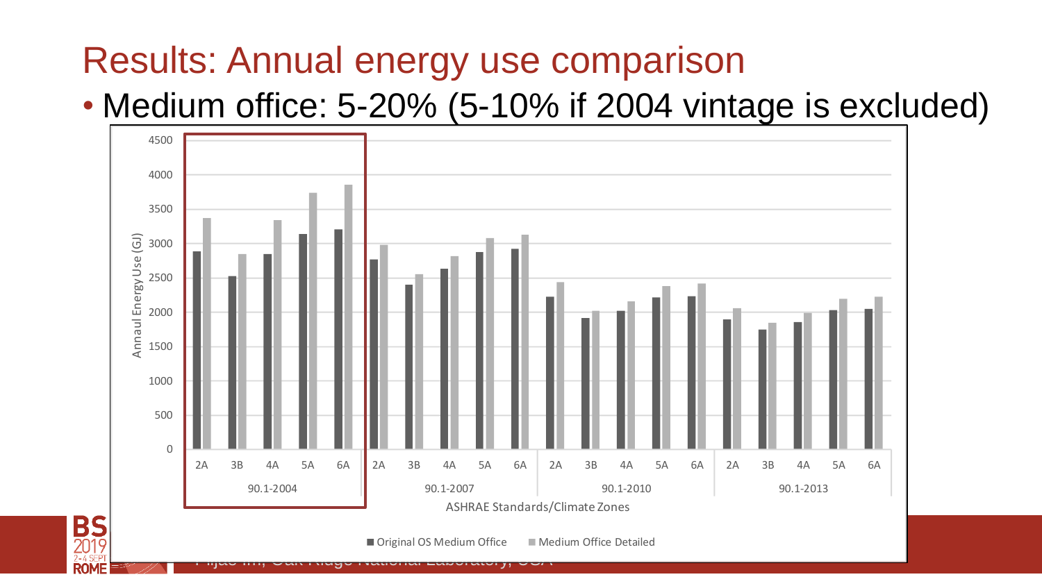# Results: Annual energy use comparison

- Medium office: 5-20% (5-10% if 2004 vintage is excluded)

Annaul Energy Use (GJ)

ASHRAE Standards/Climate Zones

90.1-2004 | 90.1-2007 | 90.1-2010 | 90.1-2013

2A 3B 4A 5A 6A

■ Original OS Medium Office ■ Medium Office Detailed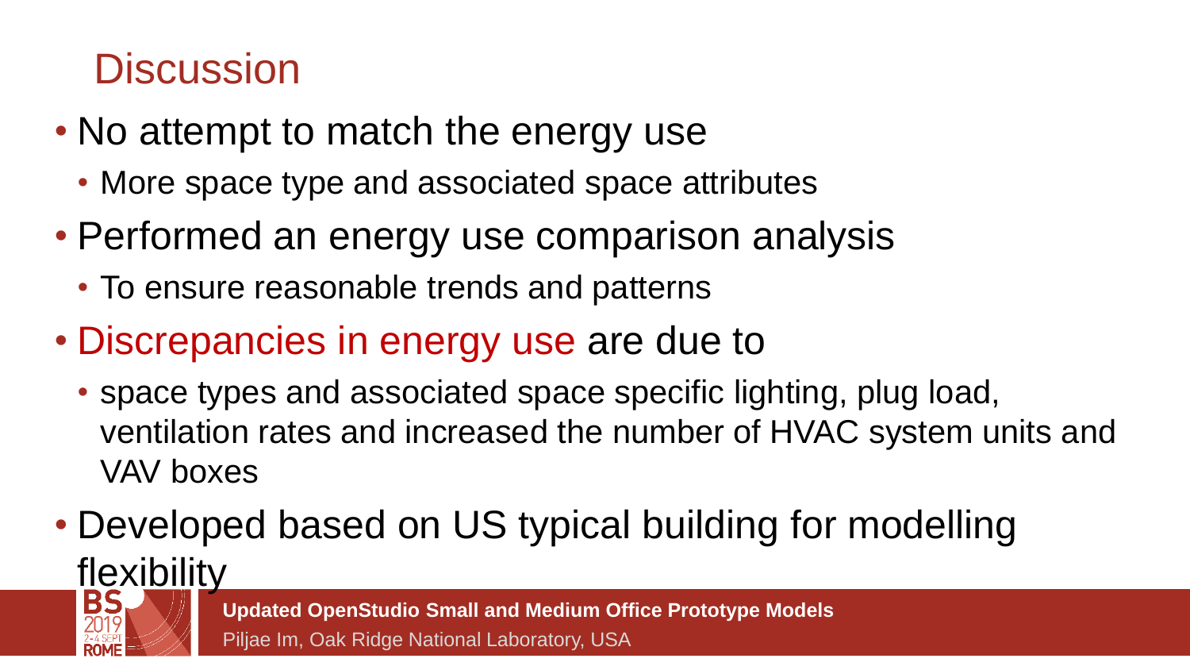## Discussion

- No attempt to match the energy use
  - More space type and associated space attributes
- Performed an energy use comparison analysis
  - To ensure reasonable trends and patterns
- Discrepancies in energy use are due to
  - space types and associated space specific lighting, plug load, ventilation rates and increased the number of HVAC system units and VAV boxes
- Developed based on US typical building for modelling flexibility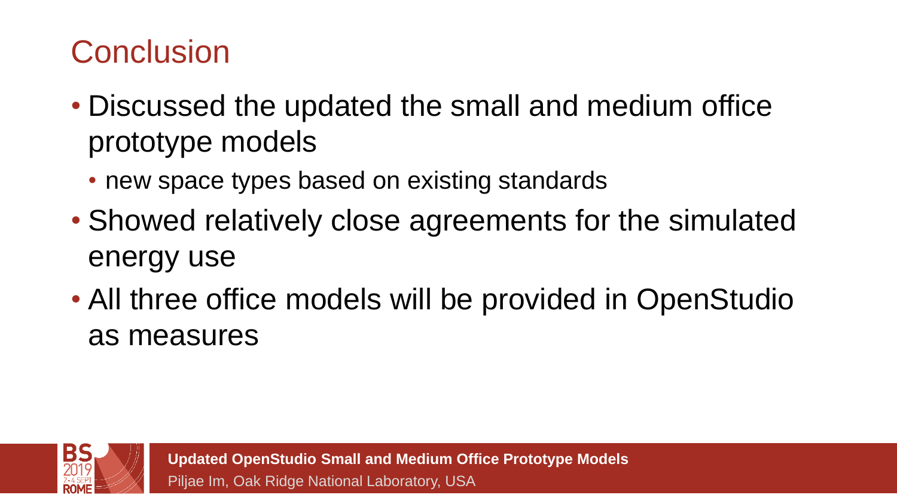# Conclusion

- Discussed the updated the small and medium office prototype models
  - new space types based on existing standards
- Showed relatively close agreements for the simulated energy use
- All three office models will be provided in OpenStudio as measures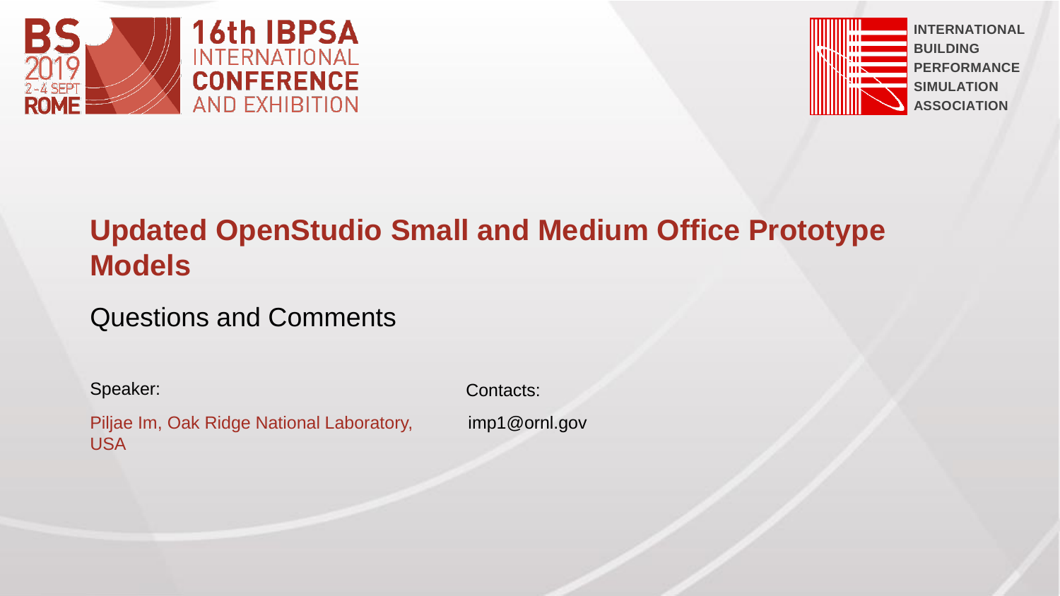# Updated OpenStudio Small and Medium Office Prototype Models

## Questions and Comments

Speaker:

Piljae Im, Oak Ridge National Laboratory, USA

Contacts:

imp1@ornl.gov